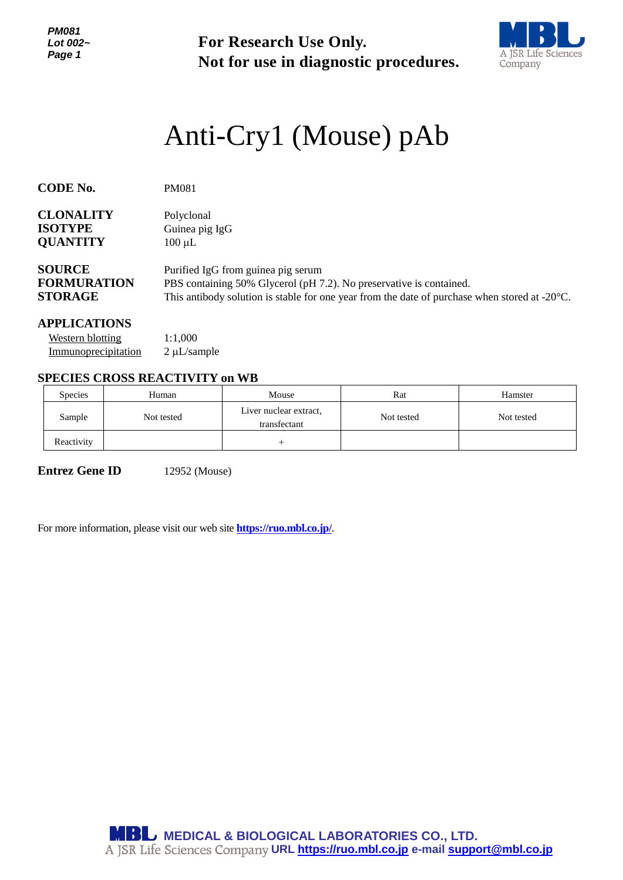**For Research Use Only.**
**Not for use in diagnostic procedures.**

# Anti-Cry1 (Mouse) pAb

**CODE No.** PM081

**CLONALITY** Polyclonal
**ISOTYPE** Guinea pig IgG
**QUANTITY** 100 μL

**SOURCE** Purified IgG from guinea pig serum
**FORMURATION** PBS containing 50% Glycerol (pH 7.2). No preservative is contained.
**STORAGE** This antibody solution is stable for one year from the date of purchase when stored at -20°C.

**APPLICATIONS**

Western blotting 1:1,000
Immunoprecipitation 2 μL/sample

**SPECIES CROSS REACTIVITY on WB**

| Species | Human | Mouse | Rat | Hamster |
|---|---|---|---|---|
| Sample | Not tested | Liver nuclear extract, transfectant | Not tested | Not tested |
| Reactivity | | + | | |

**Entrez Gene ID** 12952 (Mouse)

For more information, please visit our web site **https://ruo.mbl.co.jp/**.

**MEDICAL & BIOLOGICAL LABORATORIES CO., LTD.**
A JSR Life Sciences Company URL **https://ruo.mbl.co.jp** e-mail **support@mbl.co.jp**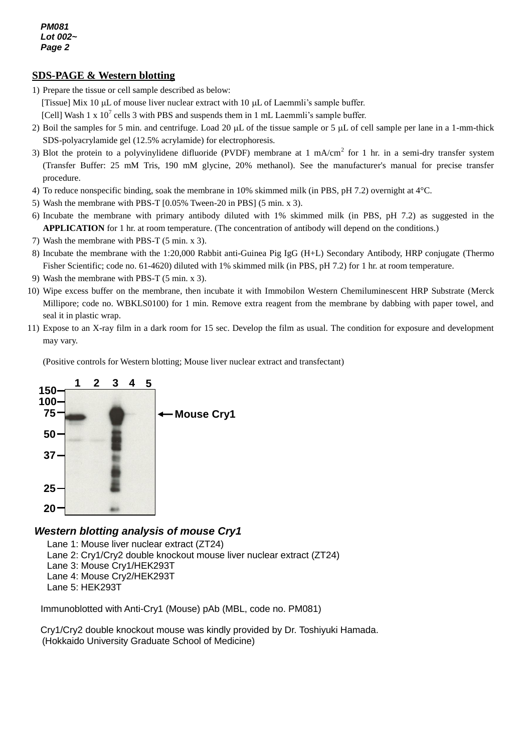## SDS-PAGE & Western blotting

1) Prepare the tissue or cell sample described as below:
   [Tissue] Mix 10 μL of mouse liver nuclear extract with 10 μL of Laemmli's sample buffer.
   [Cell] Wash 1 x $10^7$ cells 3 with PBS and suspends them in 1 mL Laemmli's sample buffer.
2) Boil the samples for 5 min. and centrifuge. Load 20 μL of the tissue sample or 5 μL of cell sample per lane in a 1-mm-thick SDS-polyacrylamide gel (12.5% acrylamide) for electrophoresis.
3) Blot the protein to a polyvinylidene difluoride (PVDF) membrane at 1 mA/$cm^2$ for 1 hr. in a semi-dry transfer system (Transfer Buffer: 25 mM Tris, 190 mM glycine, 20% methanol). See the manufacturer's manual for precise transfer procedure.
4) To reduce nonspecific binding, soak the membrane in 10% skimmed milk (in PBS, pH 7.2) overnight at 4°C.
5) Wash the membrane with PBS-T [0.05% Tween-20 in PBS] (5 min. x 3).
6) Incubate the membrane with primary antibody diluted with 1% skimmed milk (in PBS, pH 7.2) as suggested in the **APPLICATION** for 1 hr. at room temperature. (The concentration of antibody will depend on the conditions.)
7) Wash the membrane with PBS-T (5 min. x 3).
8) Incubate the membrane with the 1:20,000 Rabbit anti-Guinea Pig IgG (H+L) Secondary Antibody, HRP conjugate (Thermo Fisher Scientific; code no. 61-4620) diluted with 1% skimmed milk (in PBS, pH 7.2) for 1 hr. at room temperature.
9) Wash the membrane with PBS-T (5 min. x 3).
10) Wipe excess buffer on the membrane, then incubate it with Immobilon Western Chemiluminescent HRP Substrate (Merck Millipore; code no. WBKLS0100) for 1 min. Remove extra reagent from the membrane by dabbing with paper towel, and seal it in plastic wrap.
11) Expose to an X-ray film in a dark room for 15 sec. Develop the film as usual. The condition for exposure and development may vary.

(Positive controls for Western blotting; Mouse liver nuclear extract and transfectant)

1 2 3 4 5

150 —
100 —
75 — ← Mouse Cry1
50 —
37 —
25 —
20 —

***Western blotting analysis of mouse Cry1***

Lane 1: Mouse liver nuclear extract (ZT24)
Lane 2: Cry1/Cry2 double knockout mouse liver nuclear extract (ZT24)
Lane 3: Mouse Cry1/HEK293T
Lane 4: Mouse Cry2/HEK293T
Lane 5: HEK293T

Immunoblotted with Anti-Cry1 (Mouse) pAb (MBL, code no. PM081)

Cry1/Cry2 double knockout mouse was kindly provided by Dr. Toshiyuki Hamada.
(Hokkaido University Graduate School of Medicine)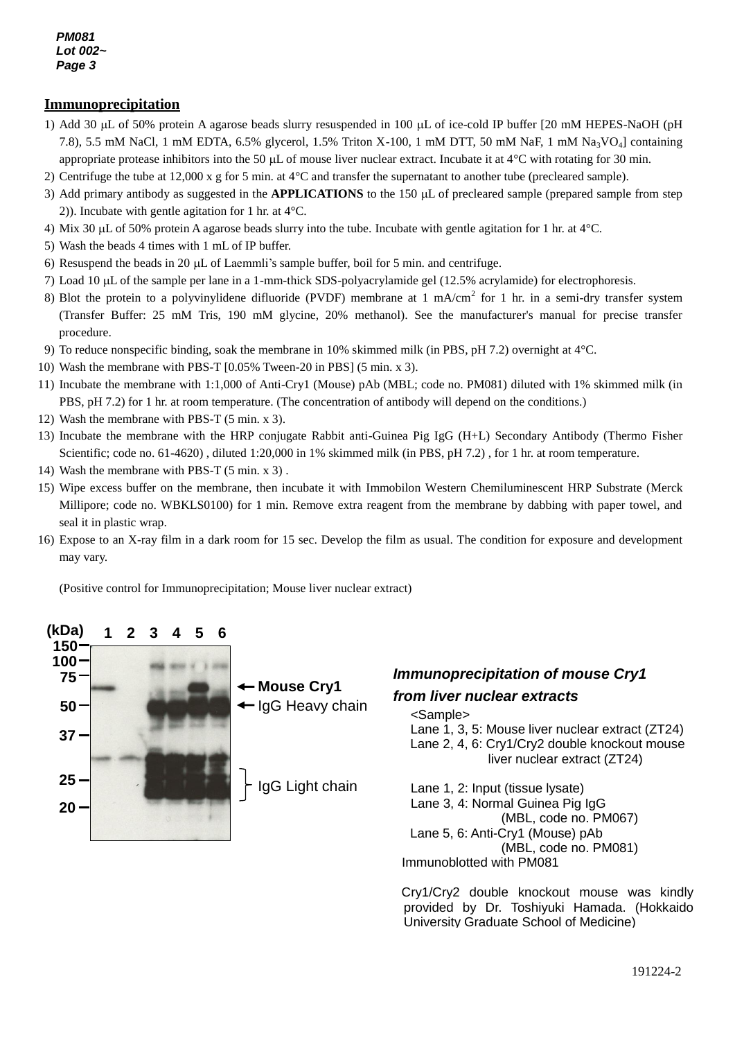## Immunoprecipitation

1) Add 30 μL of 50% protein A agarose beads slurry resuspended in 100 μL of ice-cold IP buffer [20 mM HEPES-NaOH (pH 7.8), 5.5 mM NaCl, 1 mM EDTA, 6.5% glycerol, 1.5% Triton X-100, 1 mM DTT, 50 mM NaF, 1 mM $Na_3VO_4$] containing appropriate protease inhibitors into the 50 μL of mouse liver nuclear extract. Incubate it at 4°C with rotating for 30 min.
2) Centrifuge the tube at 12,000 x g for 5 min. at 4°C and transfer the supernatant to another tube (precleared sample).
3) Add primary antibody as suggested in the **APPLICATIONS** to the 150 μL of precleared sample (prepared sample from step 2)). Incubate with gentle agitation for 1 hr. at 4°C.
4) Mix 30 μL of 50% protein A agarose beads slurry into the tube. Incubate with gentle agitation for 1 hr. at 4°C.
5) Wash the beads 4 times with 1 mL of IP buffer.
6) Resuspend the beads in 20 μL of Laemmli's sample buffer, boil for 5 min. and centrifuge.
7) Load 10 μL of the sample per lane in a 1-mm-thick SDS-polyacrylamide gel (12.5% acrylamide) for electrophoresis.
8) Blot the protein to a polyvinylidene difluoride (PVDF) membrane at 1 mA/$cm^2$ for 1 hr. in a semi-dry transfer system (Transfer Buffer: 25 mM Tris, 190 mM glycine, 20% methanol). See the manufacturer's manual for precise transfer procedure.
9) To reduce nonspecific binding, soak the membrane in 10% skimmed milk (in PBS, pH 7.2) overnight at 4°C.
10) Wash the membrane with PBS-T [0.05% Tween-20 in PBS] (5 min. x 3).
11) Incubate the membrane with 1:1,000 of Anti-Cry1 (Mouse) pAb (MBL; code no. PM081) diluted with 1% skimmed milk (in PBS, pH 7.2) for 1 hr. at room temperature. (The concentration of antibody will depend on the conditions.)
12) Wash the membrane with PBS-T (5 min. x 3).
13) Incubate the membrane with the HRP conjugate Rabbit anti-Guinea Pig IgG (H+L) Secondary Antibody (Thermo Fisher Scientific; code no. 61-4620) , diluted 1:20,000 in 1% skimmed milk (in PBS, pH 7.2) , for 1 hr. at room temperature.
14) Wash the membrane with PBS-T (5 min. x 3) .
15) Wipe excess buffer on the membrane, then incubate it with Immobilon Western Chemiluminescent HRP Substrate (Merck Millipore; code no. WBKLS0100) for 1 min. Remove extra reagent from the membrane by dabbing with paper towel, and seal it in plastic wrap.
16) Expose to an X-ray film in a dark room for 15 sec. Develop the film as usual. The condition for exposure and development may vary.

(Positive control for Immunoprecipitation; Mouse liver nuclear extract)

(kDa)
1 2 3 4 5 6
150
100
75
50
37
25
20
Mouse Cry1
IgG Heavy chain
IgG Light chain

***Immunoprecipitation of mouse Cry1 from liver nuclear extracts***

<Sample>
Lane 1, 3, 5: Mouse liver nuclear extract (ZT24)
Lane 2, 4, 6: Cry1/Cry2 double knockout mouse liver nuclear extract (ZT24)

Lane 1, 2: Input (tissue lysate)
Lane 3, 4: Normal Guinea Pig IgG (MBL, code no. PM067)
Lane 5, 6: Anti-Cry1 (Mouse) pAb (MBL, code no. PM081)
Immunoblotted with PM081

Cry1/Cry2 double knockout mouse was kindly provided by Dr. Toshiyuki Hamada. (Hokkaido University Graduate School of Medicine)

191224-2